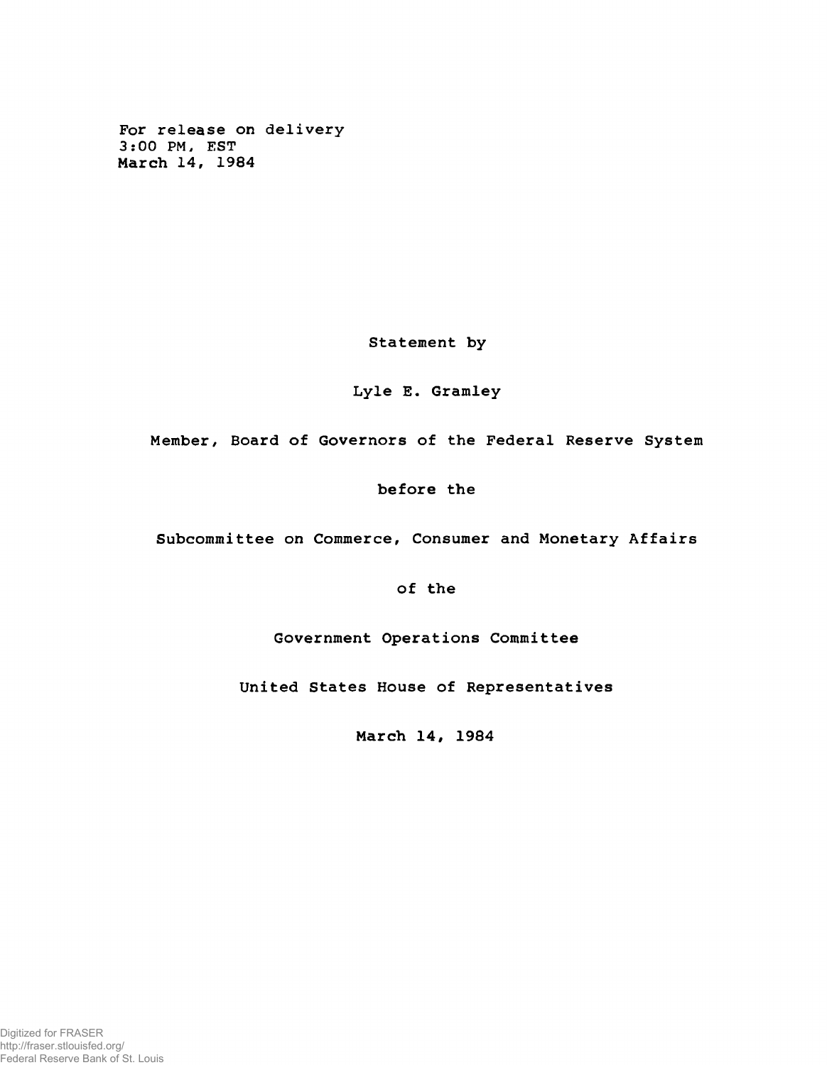For release on delivery
3:00 PM, EST
March 14, 1984

Statement by

Lyle E. Gramley

Member, Board of Governors of the Federal Reserve System

before the

Subcommittee on Commerce, Consumer and Monetary Affairs

of the

Government Operations Committee

United States House of Representatives

March 14, 1984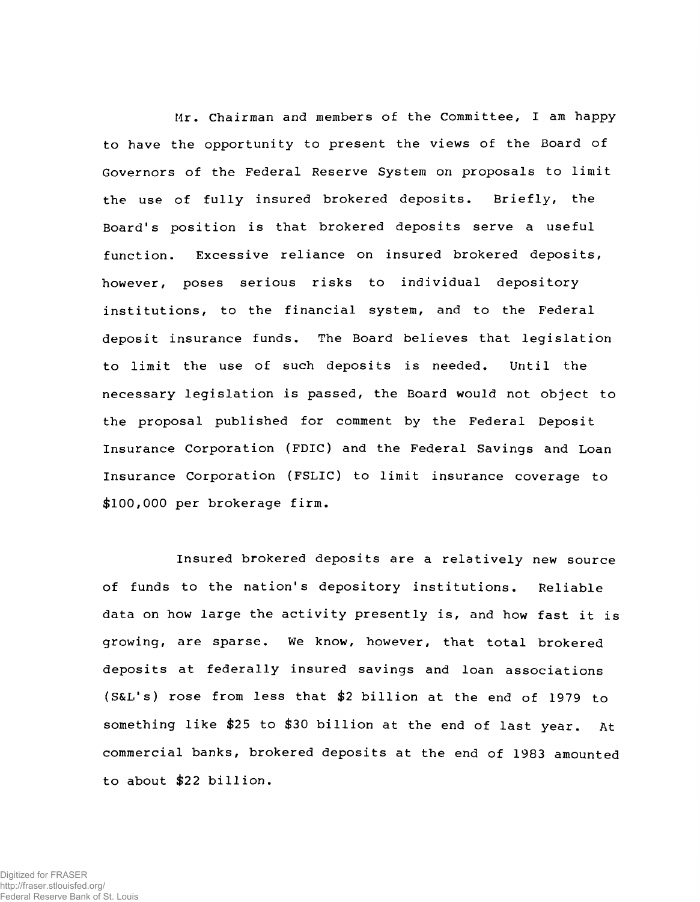Mr. Chairman and members of the Committee, I am happy to have the opportunity to present the views of the Board of Governors of the Federal Reserve System on proposals to limit the use of fully insured brokered deposits. Briefly, the Board's position is that brokered deposits serve a useful function. Excessive reliance on insured brokered deposits, however, poses serious risks to individual depository institutions, to the financial system, and to the Federal deposit insurance funds. The Board believes that legislation to limit the use of such deposits is needed. Until the necessary legislation is passed, the Board would not object to the proposal published for comment by the Federal Deposit Insurance Corporation (FDIC) and the Federal Savings and Loan Insurance Corporation (FSLIC) to limit insurance coverage to $100,000 per brokerage firm.

Insured brokered deposits are a relatively new source of funds to the nation's depository institutions. Reliable data on how large the activity presently is, and how fast it is growing, are sparse. We know, however, that total brokered deposits at federally insured savings and loan associations (S&L's) rose from less that $2 billion at the end of 1979 to something like $25 to $30 billion at the end of last year. At commercial banks, brokered deposits at the end of 1983 amounted to about $22 billion.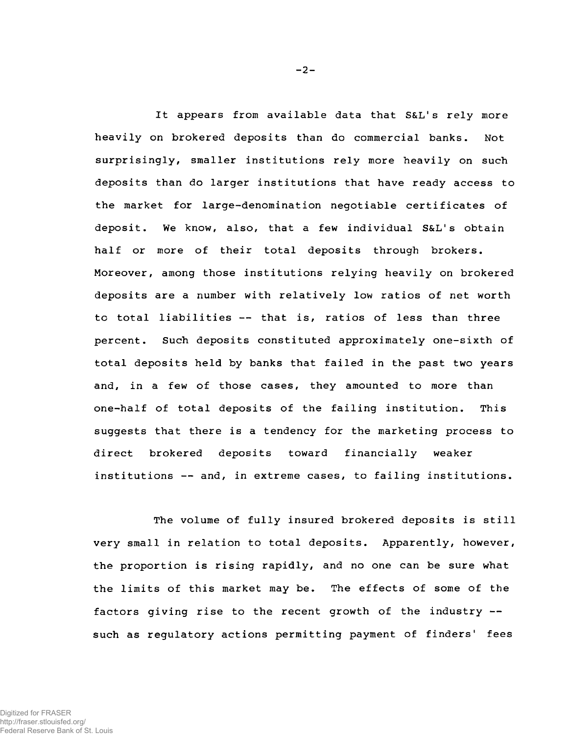It appears from available data that S&L's rely more heavily on brokered deposits than do commercial banks. Not surprisingly, smaller institutions rely more heavily on such deposits than do larger institutions that have ready access to the market for large-denomination negotiable certificates of deposit. We know, also, that a few individual S&L's obtain half or more of their total deposits through brokers. Moreover, among those institutions relying heavily on brokered deposits are a number with relatively low ratios of net worth to total liabilities -- that is, ratios of less than three percent. Such deposits constituted approximately one-sixth of total deposits held by banks that failed in the past two years and, in a few of those cases, they amounted to more than one-half of total deposits of the failing institution. This suggests that there is a tendency for the marketing process to direct brokered deposits toward financially weaker institutions -- and, in extreme cases, to failing institutions.

The volume of fully insured brokered deposits is still very small in relation to total deposits. Apparently, however, the proportion is rising rapidly, and no one can be sure what the limits of this market may be. The effects of some of the factors giving rise to the recent growth of the industry -- such as regulatory actions permitting payment of finders' fees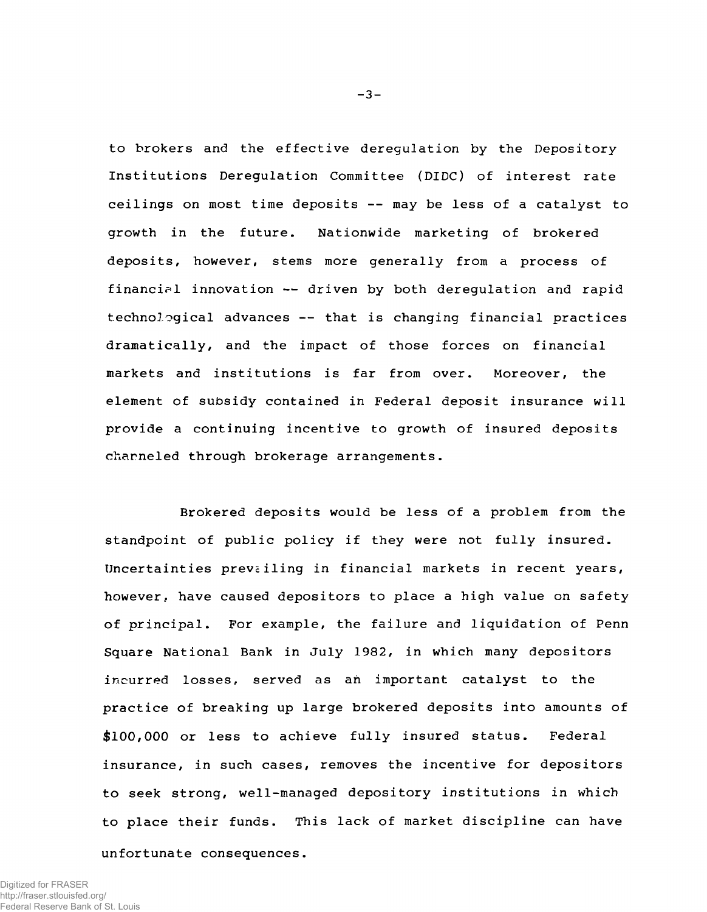to brokers and the effective deregulation by the Depository Institutions Deregulation Committee (DIDC) of interest rate ceilings on most time deposits -- may be less of a catalyst to growth in the future. Nationwide marketing of brokered deposits, however, stems more generally from a process of financial innovation -- driven by both deregulation and rapid technological advances -- that is changing financial practices dramatically, and the impact of those forces on financial markets and institutions is far from over. Moreover, the element of subsidy contained in Federal deposit insurance will provide a continuing incentive to growth of insured deposits channeled through brokerage arrangements.

Brokered deposits would be less of a problem from the standpoint of public policy if they were not fully insured. Uncertainties prevailing in financial markets in recent years, however, have caused depositors to place a high value on safety of principal. For example, the failure and liquidation of Penn Square National Bank in July 1982, in which many depositors incurred losses, served as an important catalyst to the practice of breaking up large brokered deposits into amounts of $100,000 or less to achieve fully insured status. Federal insurance, in such cases, removes the incentive for depositors to seek strong, well-managed depository institutions in which to place their funds. This lack of market discipline can have unfortunate consequences.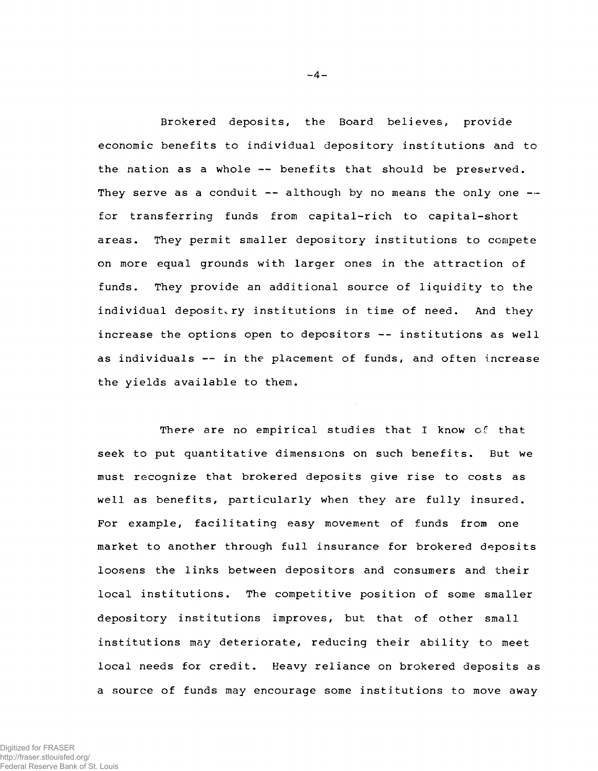Brokered deposits, the Board believes, provide economic benefits to individual depository institutions and to the nation as a whole -- benefits that should be preserved. They serve as a conduit -- although by no means the only one -- for transferring funds from capital-rich to capital-short areas. They permit smaller depository institutions to compete on more equal grounds with larger ones in the attraction of funds. They provide an additional source of liquidity to the individual depository institutions in time of need. And they increase the options open to depositors -- institutions as well as individuals -- in the placement of funds, and often increase the yields available to them.

There are no empirical studies that I know of that seek to put quantitative dimensions on such benefits. But we must recognize that brokered deposits give rise to costs as well as benefits, particularly when they are fully insured. For example, facilitating easy movement of funds from one market to another through full insurance for brokered deposits loosens the links between depositors and consumers and their local institutions. The competitive position of some smaller depository institutions improves, but that of other small institutions may deteriorate, reducing their ability to meet local needs for credit. Heavy reliance on brokered deposits as a source of funds may encourage some institutions to move away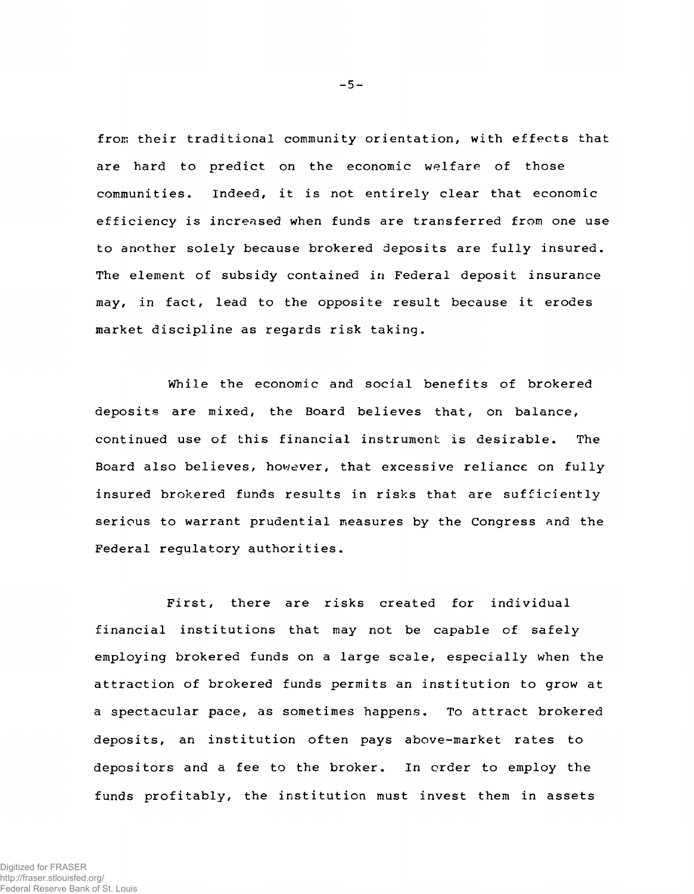from their traditional community orientation, with effects that are hard to predict on the economic welfare of those communities. Indeed, it is not entirely clear that economic efficiency is increased when funds are transferred from one use to another solely because brokered deposits are fully insured. The element of subsidy contained in Federal deposit insurance may, in fact, lead to the opposite result because it erodes market discipline as regards risk taking.

While the economic and social benefits of brokered deposits are mixed, the Board believes that, on balance, continued use of this financial instrument is desirable. The Board also believes, however, that excessive reliance on fully insured brokered funds results in risks that are sufficiently serious to warrant prudential measures by the Congress and the Federal regulatory authorities.

First, there are risks created for individual financial institutions that may not be capable of safely employing brokered funds on a large scale, especially when the attraction of brokered funds permits an institution to grow at a spectacular pace, as sometimes happens. To attract brokered deposits, an institution often pays above-market rates to depositors and a fee to the broker. In order to employ the funds profitably, the institution must invest them in assets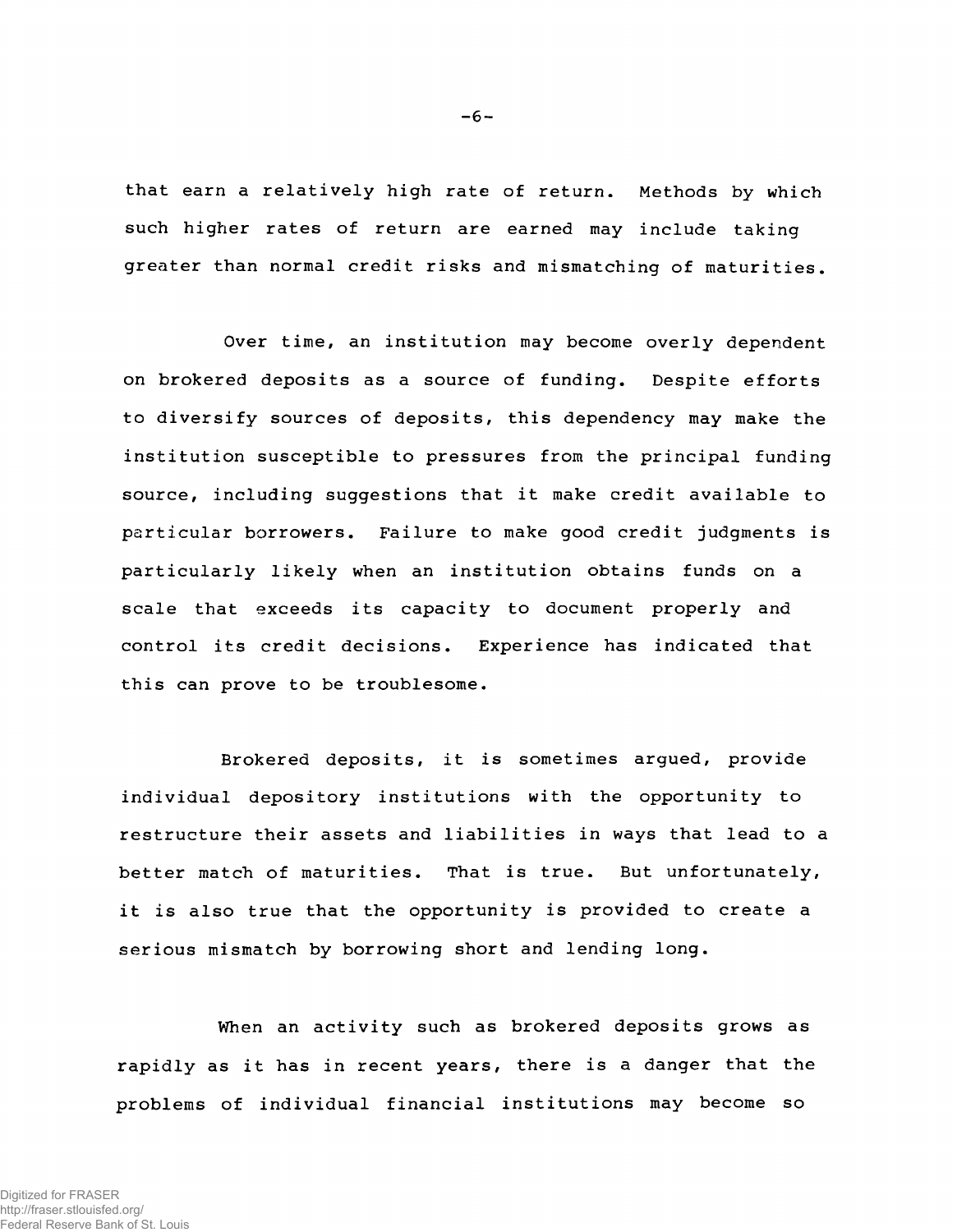that earn a relatively high rate of return. Methods by which such higher rates of return are earned may include taking greater than normal credit risks and mismatching of maturities.

Over time, an institution may become overly dependent on brokered deposits as a source of funding. Despite efforts to diversify sources of deposits, this dependency may make the institution susceptible to pressures from the principal funding source, including suggestions that it make credit available to particular borrowers. Failure to make good credit judgments is particularly likely when an institution obtains funds on a scale that exceeds its capacity to document properly and control its credit decisions. Experience has indicated that this can prove to be troublesome.

Brokered deposits, it is sometimes argued, provide individual depository institutions with the opportunity to restructure their assets and liabilities in ways that lead to a better match of maturities. That is true. But unfortunately, it is also true that the opportunity is provided to create a serious mismatch by borrowing short and lending long.

When an activity such as brokered deposits grows as rapidly as it has in recent years, there is a danger that the problems of individual financial institutions may become so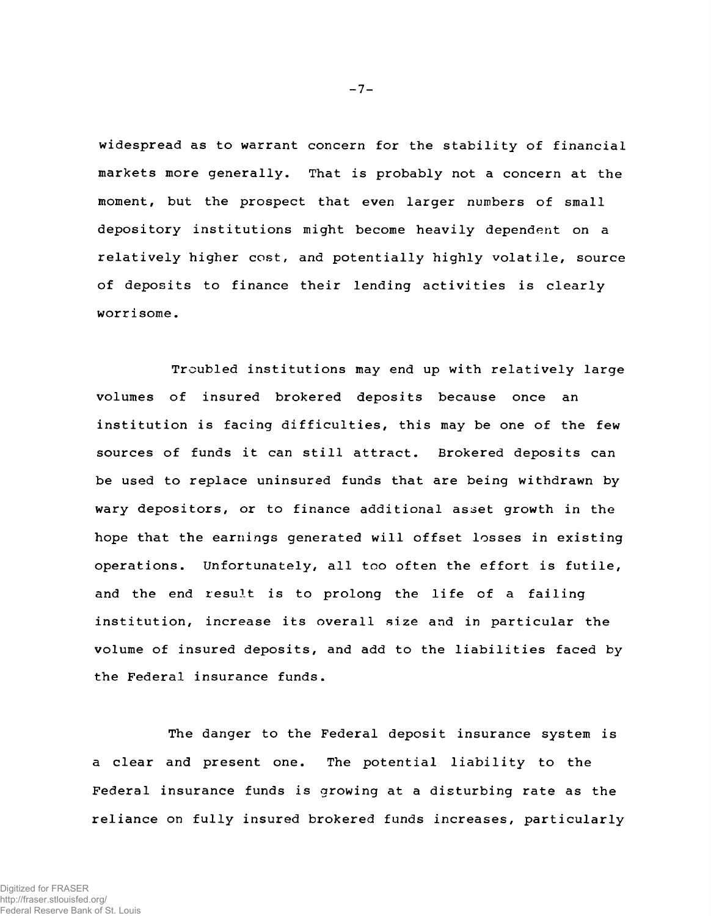widespread as to warrant concern for the stability of financial markets more generally. That is probably not a concern at the moment, but the prospect that even larger numbers of small depository institutions might become heavily dependent on a relatively higher cost, and potentially highly volatile, source of deposits to finance their lending activities is clearly worrisome.

Troubled institutions may end up with relatively large volumes of insured brokered deposits because once an institution is facing difficulties, this may be one of the few sources of funds it can still attract. Brokered deposits can be used to replace uninsured funds that are being withdrawn by wary depositors, or to finance additional asset growth in the hope that the earnings generated will offset losses in existing operations. Unfortunately, all too often the effort is futile, and the end result is to prolong the life of a failing institution, increase its overall size and in particular the volume of insured deposits, and add to the liabilities faced by the Federal insurance funds.

The danger to the Federal deposit insurance system is a clear and present one. The potential liability to the Federal insurance funds is growing at a disturbing rate as the reliance on fully insured brokered funds increases, particularly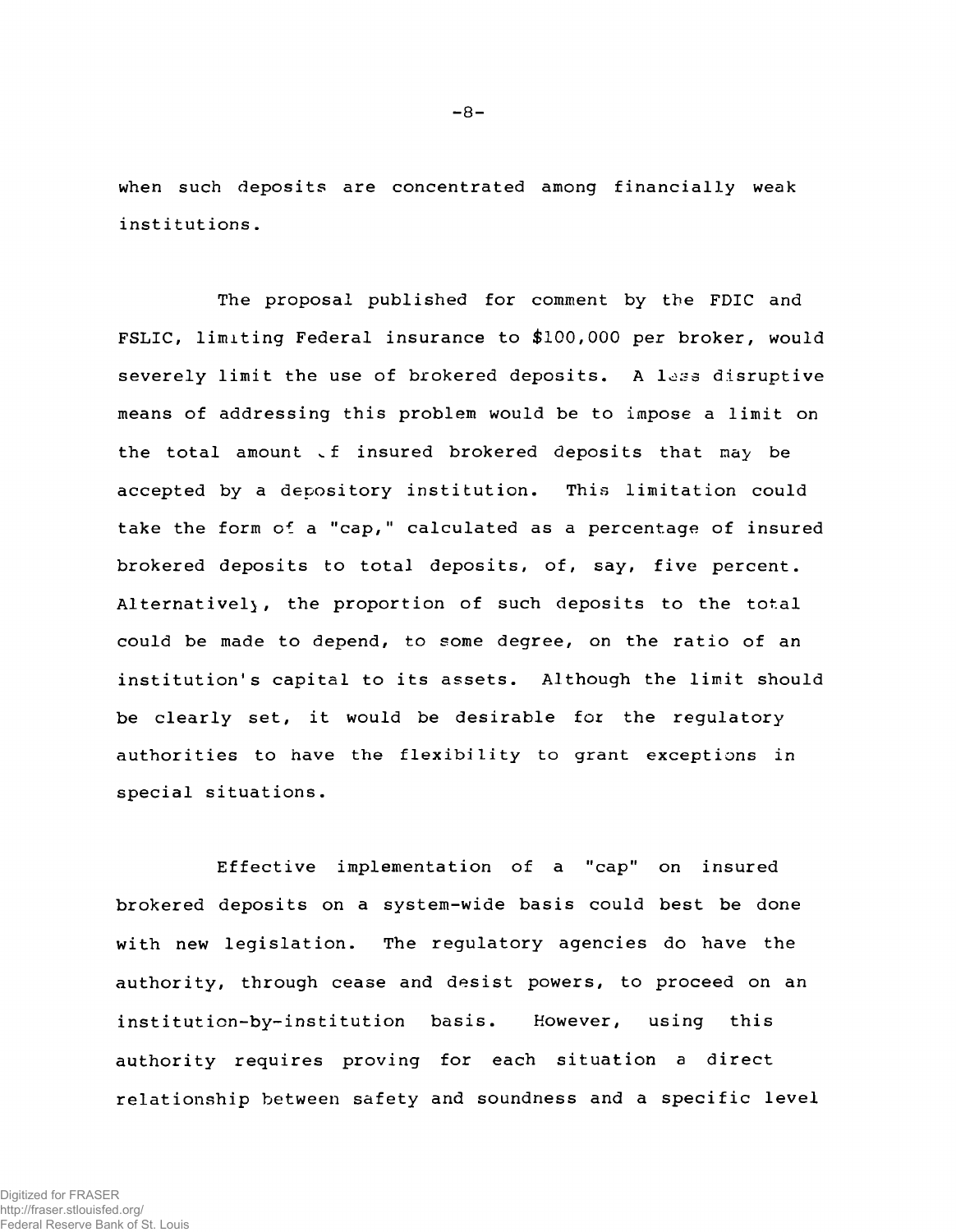when such deposits are concentrated among financially weak institutions.

The proposal published for comment by the FDIC and FSLIC, limiting Federal insurance to $100,000 per broker, would severely limit the use of brokered deposits. A less disruptive means of addressing this problem would be to impose a limit on the total amount of insured brokered deposits that may be accepted by a depository institution. This limitation could take the form of a "cap," calculated as a percentage of insured brokered deposits to total deposits, of, say, five percent. Alternatively, the proportion of such deposits to the total could be made to depend, to some degree, on the ratio of an institution's capital to its assets. Although the limit should be clearly set, it would be desirable for the regulatory authorities to have the flexibility to grant exceptions in special situations.

Effective implementation of a "cap" on insured brokered deposits on a system-wide basis could best be done with new legislation. The regulatory agencies do have the authority, through cease and desist powers, to proceed on an institution-by-institution basis. However, using this authority requires proving for each situation a direct relationship between safety and soundness and a specific level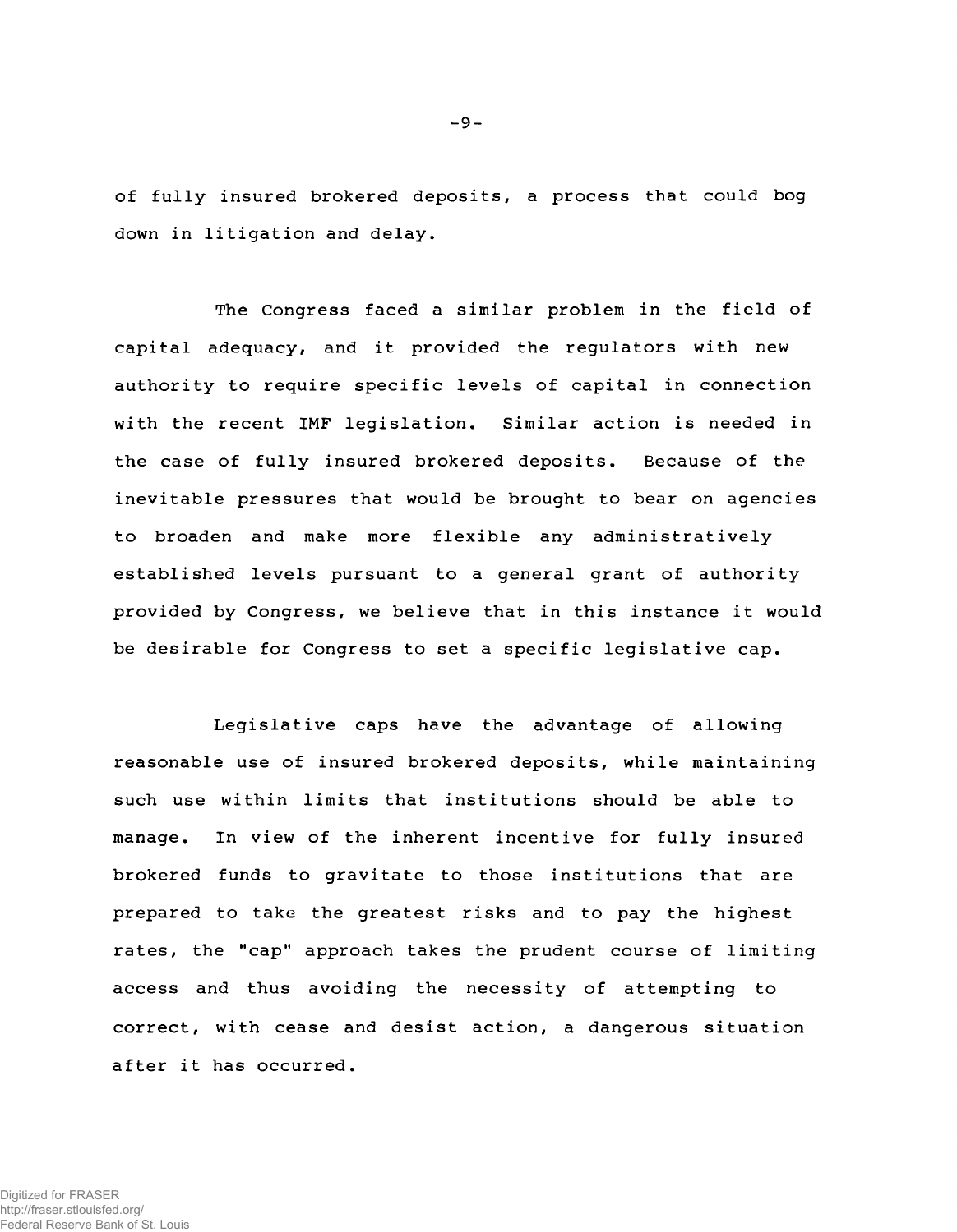of fully insured brokered deposits, a process that could bog down in litigation and delay.

The Congress faced a similar problem in the field of capital adequacy, and it provided the regulators with new authority to require specific levels of capital in connection with the recent IMF legislation. Similar action is needed in the case of fully insured brokered deposits. Because of the inevitable pressures that would be brought to bear on agencies to broaden and make more flexible any administratively established levels pursuant to a general grant of authority provided by Congress, we believe that in this instance it would be desirable for Congress to set a specific legislative cap.

Legislative caps have the advantage of allowing reasonable use of insured brokered deposits, while maintaining such use within limits that institutions should be able to manage. In view of the inherent incentive for fully insured brokered funds to gravitate to those institutions that are prepared to take the greatest risks and to pay the highest rates, the "cap" approach takes the prudent course of limiting access and thus avoiding the necessity of attempting to correct, with cease and desist action, a dangerous situation after it has occurred.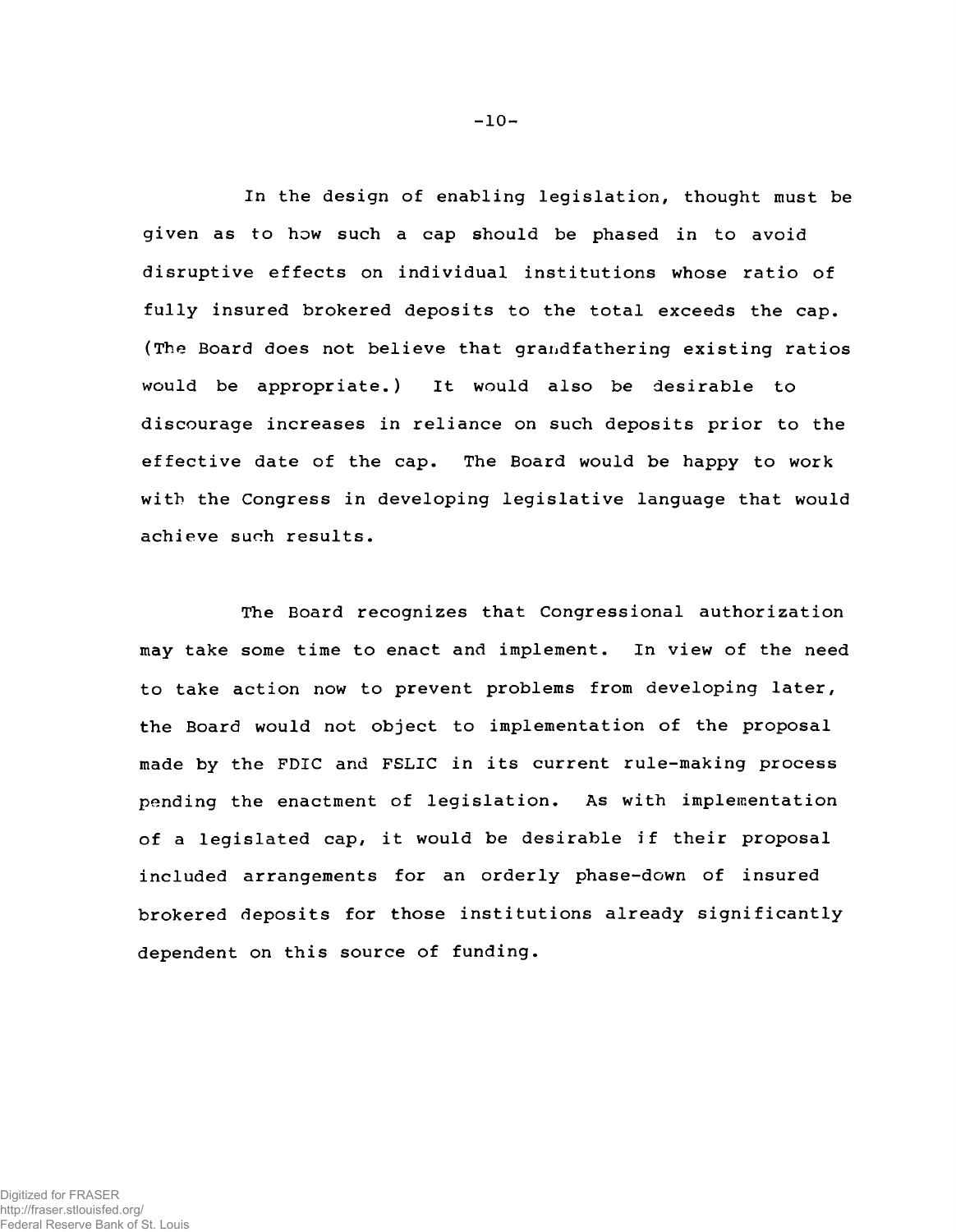In the design of enabling legislation, thought must be given as to how such a cap should be phased in to avoid disruptive effects on individual institutions whose ratio of fully insured brokered deposits to the total exceeds the cap. (The Board does not believe that grandfathering existing ratios would be appropriate.) It would also be desirable to discourage increases in reliance on such deposits prior to the effective date of the cap. The Board would be happy to work with the Congress in developing legislative language that would achieve such results.

The Board recognizes that Congressional authorization may take some time to enact and implement. In view of the need to take action now to prevent problems from developing later, the Board would not object to implementation of the proposal made by the FDIC and FSLIC in its current rule-making process pending the enactment of legislation. As with implementation of a legislated cap, it would be desirable if their proposal included arrangements for an orderly phase-down of insured brokered deposits for those institutions already significantly dependent on this source of funding.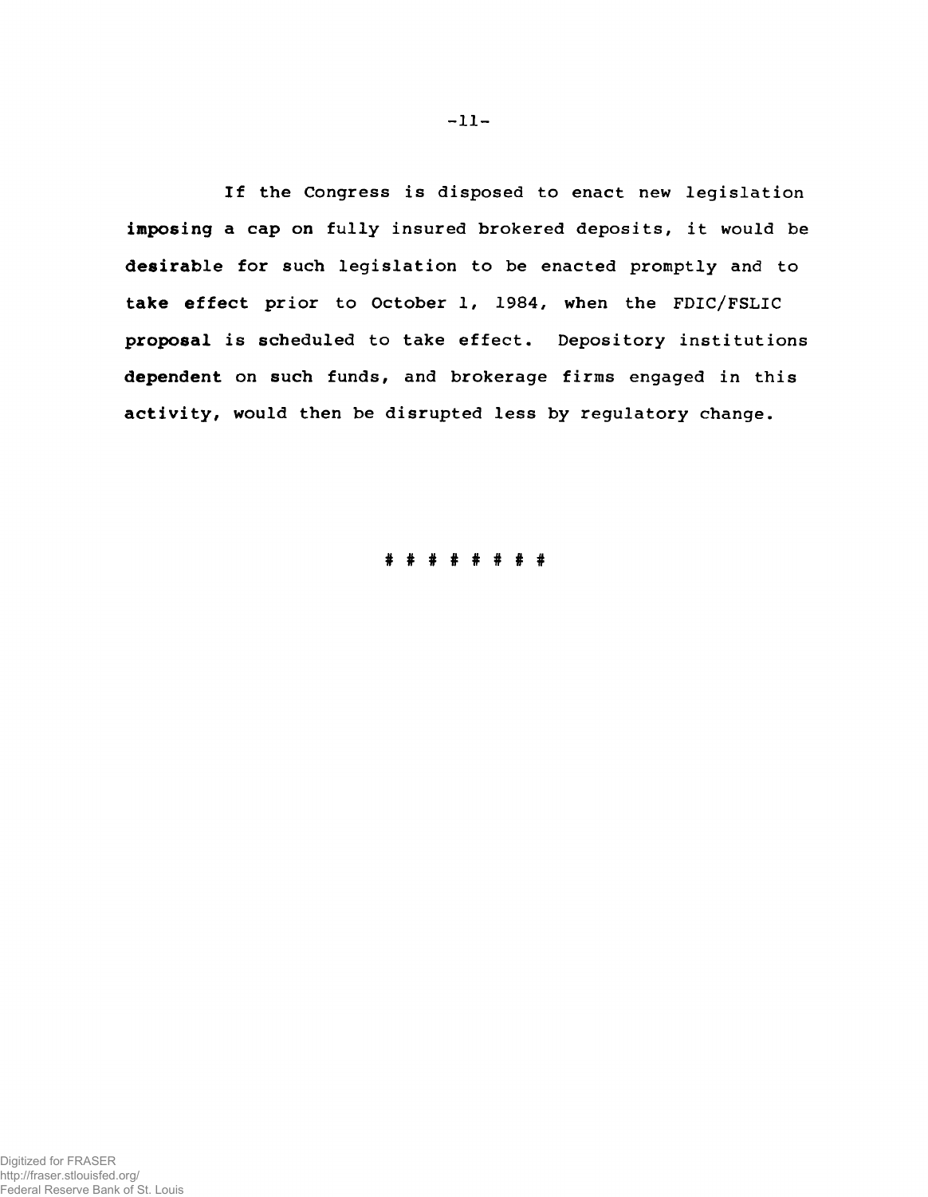If the Congress is disposed to enact new legislation imposing a cap on fully insured brokered deposits, it would be desirable for such legislation to be enacted promptly and to take effect prior to October 1, 1984, when the FDIC/FSLIC proposal is scheduled to take effect. Depository institutions dependent on such funds, and brokerage firms engaged in this activity, would then be disrupted less by regulatory change.

# # # # # # # #